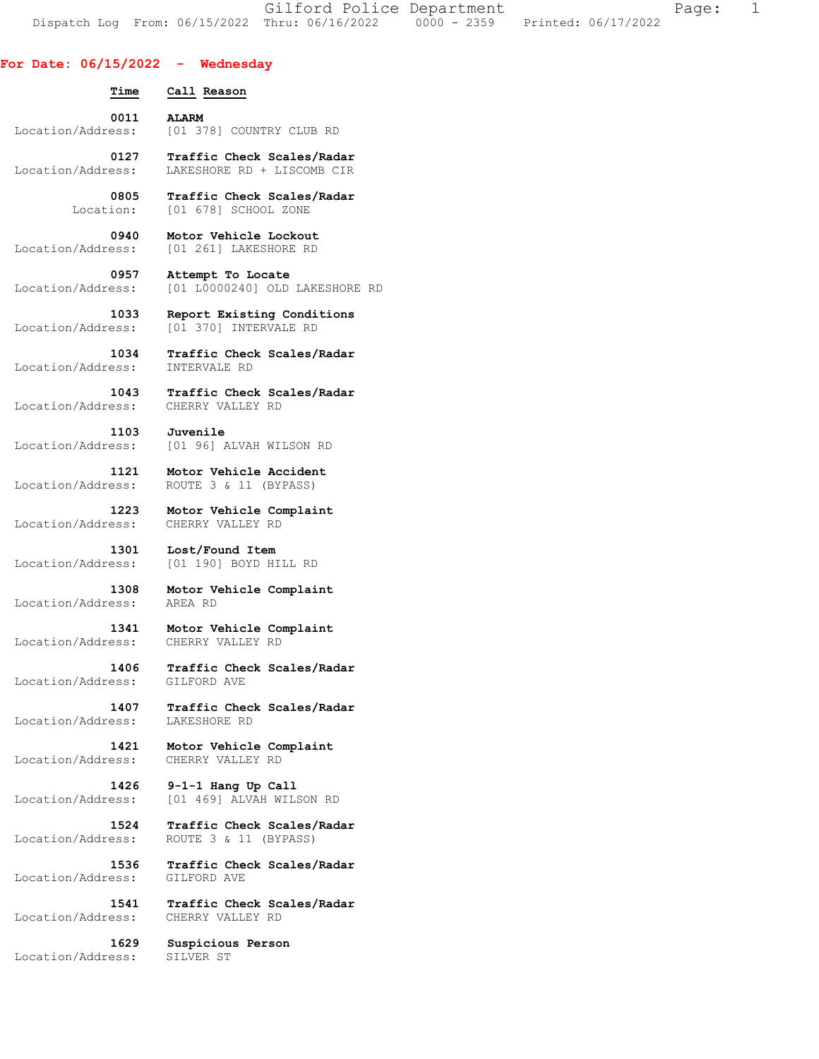Gilford Police Department
Dispatch Log From: 06/15/2022 Thru: 06/16/2022 0000 - 2359 Printed: 06/17/2022

## For Date: 06/15/2022 - Wednesday

| Time | Call Reason | |
|---|---|---|
| 0011 | ALARM | Location/Address: [01 378] COUNTRY CLUB RD |
| 0127 | Traffic Check Scales/Radar | Location/Address: LAKESHORE RD + LISCOMB CIR |
| 0805 | Traffic Check Scales/Radar | Location: [01 678] SCHOOL ZONE |
| 0940 | Motor Vehicle Lockout | Location/Address: [01 261] LAKESHORE RD |
| 0957 | Attempt To Locate | Location/Address: [01 L0000240] OLD LAKESHORE RD |
| 1033 | Report Existing Conditions | Location/Address: [01 370] INTERVALE RD |
| 1034 | Traffic Check Scales/Radar | Location/Address: INTERVALE RD |
| 1043 | Traffic Check Scales/Radar | Location/Address: CHERRY VALLEY RD |
| 1103 | Juvenile | Location/Address: [01 96] ALVAH WILSON RD |
| 1121 | Motor Vehicle Accident | Location/Address: ROUTE 3 & 11 (BYPASS) |
| 1223 | Motor Vehicle Complaint | Location/Address: CHERRY VALLEY RD |
| 1301 | Lost/Found Item | Location/Address: [01 190] BOYD HILL RD |
| 1308 | Motor Vehicle Complaint | Location/Address: AREA RD |
| 1341 | Motor Vehicle Complaint | Location/Address: CHERRY VALLEY RD |
| 1406 | Traffic Check Scales/Radar | Location/Address: GILFORD AVE |
| 1407 | Traffic Check Scales/Radar | Location/Address: LAKESHORE RD |
| 1421 | Motor Vehicle Complaint | Location/Address: CHERRY VALLEY RD |
| 1426 | 9-1-1 Hang Up Call | Location/Address: [01 469] ALVAH WILSON RD |
| 1524 | Traffic Check Scales/Radar | Location/Address: ROUTE 3 & 11 (BYPASS) |
| 1536 | Traffic Check Scales/Radar | Location/Address: GILFORD AVE |
| 1541 | Traffic Check Scales/Radar | Location/Address: CHERRY VALLEY RD |
| 1629 | Suspicious Person | Location/Address: SILVER ST |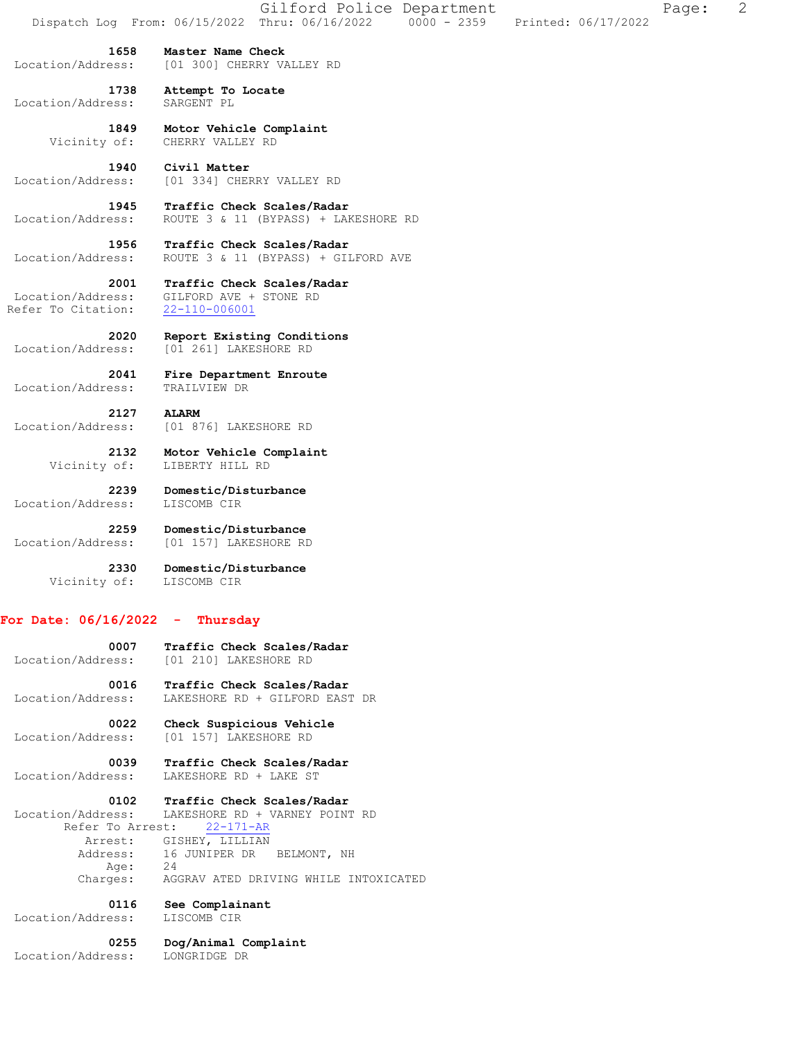**1658 Master Name Check**
Location/Address: [01 300] CHERRY VALLEY RD

**1738 Attempt To Locate**
Location/Address: SARGENT PL

**1849 Motor Vehicle Complaint**
Vicinity of: CHERRY VALLEY RD

**1940 Civil Matter**
Location/Address: [01 334] CHERRY VALLEY RD

**1945 Traffic Check Scales/Radar**
Location/Address: ROUTE 3 & 11 (BYPASS) + LAKESHORE RD

**1956 Traffic Check Scales/Radar**
Location/Address: ROUTE 3 & 11 (BYPASS) + GILFORD AVE

**2001 Traffic Check Scales/Radar**
Location/Address: GILFORD AVE + STONE RD
Refer To Citation: 22-110-006001

**2020 Report Existing Conditions**
Location/Address: [01 261] LAKESHORE RD

**2041 Fire Department Enroute**
Location/Address: TRAILVIEW DR

**2127 ALARM**
Location/Address: [01 876] LAKESHORE RD

**2132 Motor Vehicle Complaint**
Vicinity of: LIBERTY HILL RD

**2239 Domestic/Disturbance**
Location/Address: LISCOMB CIR

**2259 Domestic/Disturbance**
Location/Address: [01 157] LAKESHORE RD

**2330 Domestic/Disturbance**
Vicinity of: LISCOMB CIR

## For Date: 06/16/2022 - Thursday

**0007 Traffic Check Scales/Radar**
Location/Address: [01 210] LAKESHORE RD

**0016 Traffic Check Scales/Radar**
Location/Address: LAKESHORE RD + GILFORD EAST DR

**0022 Check Suspicious Vehicle**
Location/Address: [01 157] LAKESHORE RD

**0039 Traffic Check Scales/Radar**
Location/Address: LAKESHORE RD + LAKE ST

**0102 Traffic Check Scales/Radar**
Location/Address: LAKESHORE RD + VARNEY POINT RD
Refer To Arrest: 22-171-AR
Arrest: GISHEY, LILLIAN
Address: 16 JUNIPER DR BELMONT, NH
Age: 24
Charges: AGGRAV ATED DRIVING WHILE INTOXICATED

**0116 See Complainant**
Location/Address: LISCOMB CIR

**0255 Dog/Animal Complaint**
Location/Address: LONGRIDGE DR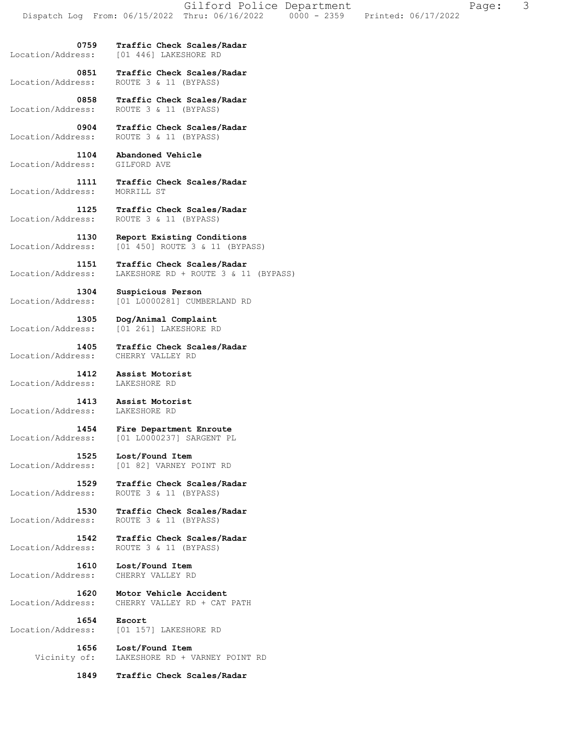**0759** **Traffic Check Scales/Radar**
Location/Address: [01 446] LAKESHORE RD

**0851** **Traffic Check Scales/Radar**
Location/Address: ROUTE 3 & 11 (BYPASS)

**0858** **Traffic Check Scales/Radar**
Location/Address: ROUTE 3 & 11 (BYPASS)

**0904** **Traffic Check Scales/Radar**
Location/Address: ROUTE 3 & 11 (BYPASS)

**1104** **Abandoned Vehicle**
Location/Address: GILFORD AVE

**1111** **Traffic Check Scales/Radar**
Location/Address: MORRILL ST

**1125** **Traffic Check Scales/Radar**
Location/Address: ROUTE 3 & 11 (BYPASS)

**1130** **Report Existing Conditions**
Location/Address: [01 450] ROUTE 3 & 11 (BYPASS)

**1151** **Traffic Check Scales/Radar**
Location/Address: LAKESHORE RD + ROUTE 3 & 11 (BYPASS)

**1304** **Suspicious Person**
Location/Address: [01 L0000281] CUMBERLAND RD

**1305** **Dog/Animal Complaint**
Location/Address: [01 261] LAKESHORE RD

**1405** **Traffic Check Scales/Radar**
Location/Address: CHERRY VALLEY RD

**1412** **Assist Motorist**
Location/Address: LAKESHORE RD

**1413** **Assist Motorist**
Location/Address: LAKESHORE RD

**1454** **Fire Department Enroute**
Location/Address: [01 L0000237] SARGENT PL

**1525** **Lost/Found Item**
Location/Address: [01 82] VARNEY POINT RD

**1529** **Traffic Check Scales/Radar**
Location/Address: ROUTE 3 & 11 (BYPASS)

**1530** **Traffic Check Scales/Radar**
Location/Address: ROUTE 3 & 11 (BYPASS)

**1542** **Traffic Check Scales/Radar**
Location/Address: ROUTE 3 & 11 (BYPASS)

**1610** **Lost/Found Item**
Location/Address: CHERRY VALLEY RD

**1620** **Motor Vehicle Accident**
Location/Address: CHERRY VALLEY RD + CAT PATH

**1654** **Escort**
Location/Address: [01 157] LAKESHORE RD

**1656** **Lost/Found Item**
Vicinity of: LAKESHORE RD + VARNEY POINT RD

**1849** **Traffic Check Scales/Radar**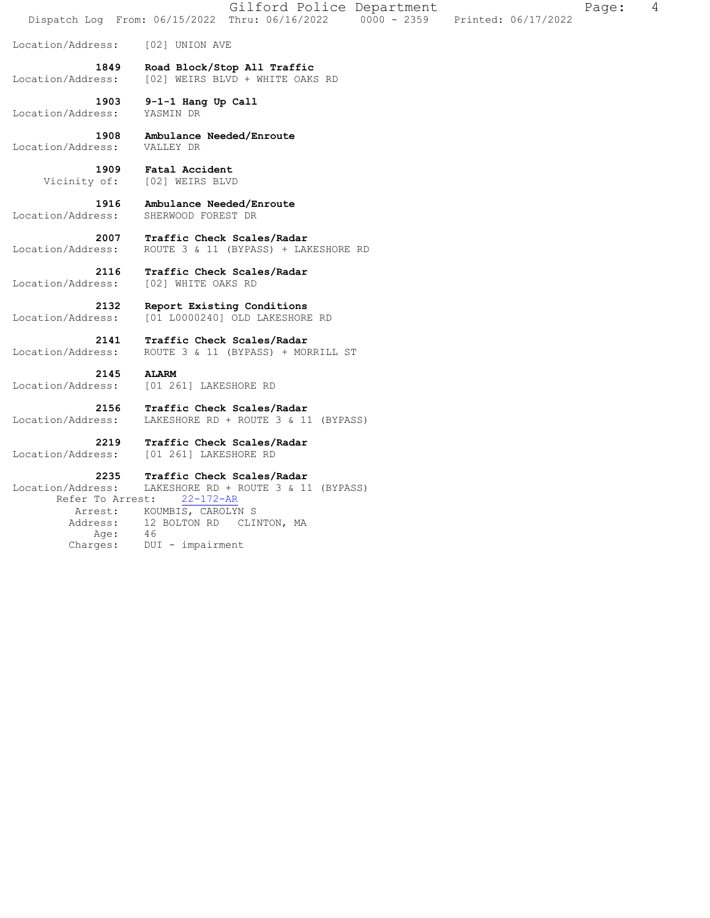Location/Address: [02] UNION AVE

**1849** **Road Block/Stop All Traffic**
Location/Address: [02] WEIRS BLVD + WHITE OAKS RD

**1903** **9-1-1 Hang Up Call**
Location/Address: YASMIN DR

**1908** **Ambulance Needed/Enroute**
Location/Address: VALLEY DR

**1909** **Fatal Accident**
Vicinity of: [02] WEIRS BLVD

**1916** **Ambulance Needed/Enroute**
Location/Address: SHERWOOD FOREST DR

**2007** **Traffic Check Scales/Radar**
Location/Address: ROUTE 3 & 11 (BYPASS) + LAKESHORE RD

**2116** **Traffic Check Scales/Radar**
Location/Address: [02] WHITE OAKS RD

**2132** **Report Existing Conditions**
Location/Address: [01 L0000240] OLD LAKESHORE RD

**2141** **Traffic Check Scales/Radar**
Location/Address: ROUTE 3 & 11 (BYPASS) + MORRILL ST

**2145** **ALARM**
Location/Address: [01 261] LAKESHORE RD

**2156** **Traffic Check Scales/Radar**
Location/Address: LAKESHORE RD + ROUTE 3 & 11 (BYPASS)

**2219** **Traffic Check Scales/Radar**
Location/Address: [01 261] LAKESHORE RD

**2235** **Traffic Check Scales/Radar**
Location/Address: LAKESHORE RD + ROUTE 3 & 11 (BYPASS)
Refer To Arrest: 22-172-AR
Arrest: KOUMBIS, CAROLYN S
Address: 12 BOLTON RD CLINTON, MA
Age: 46
Charges: DUI - impairment